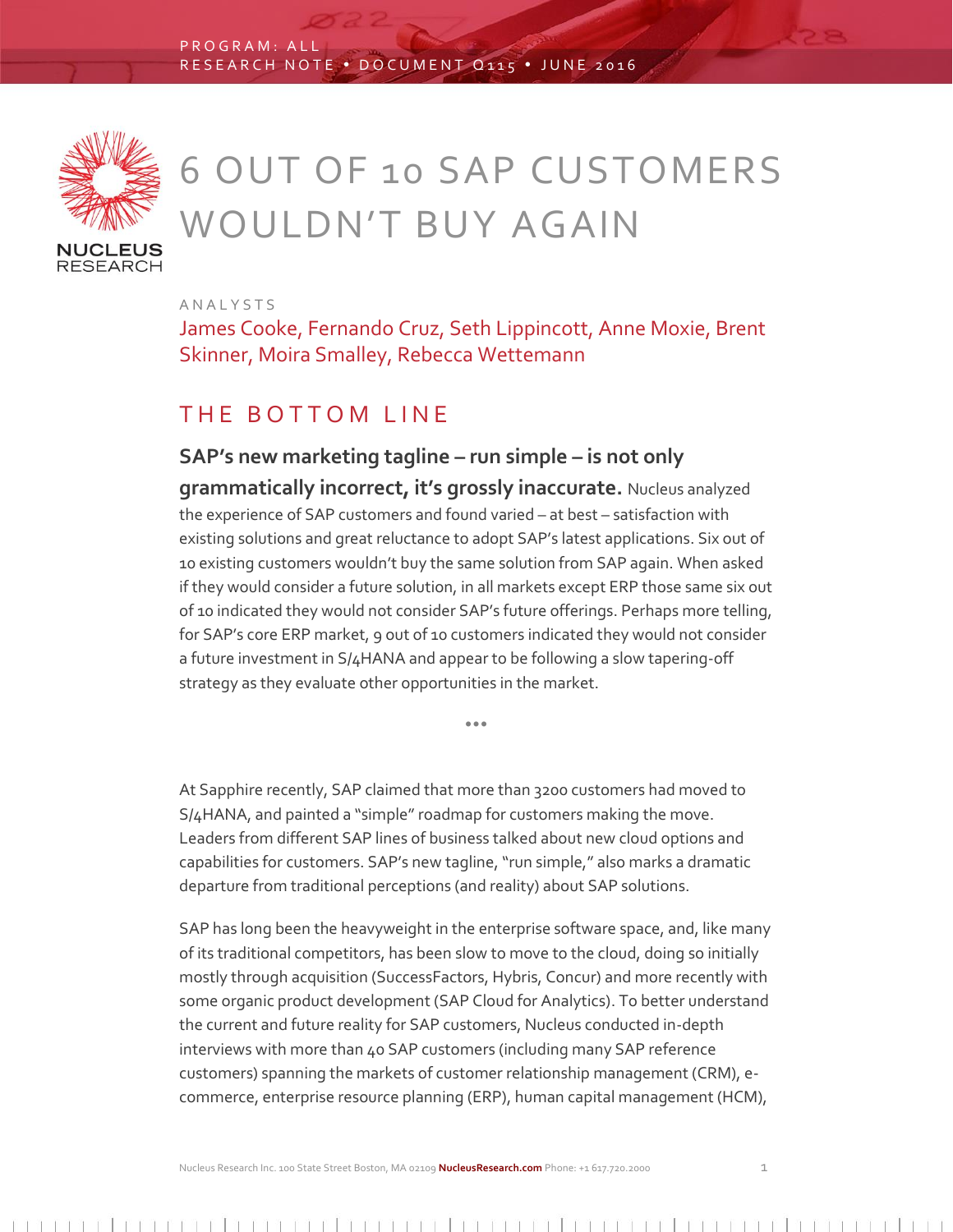PROGRAM: ALL
RESEARCH NOTE • DOCUMENT Q115 • JUNE 2016

# 6 OUT OF 10 SAP CUSTOMERS WOULDN'T BUY AGAIN

ANALYSTS

James Cooke, Fernando Cruz, Seth Lippincott, Anne Moxie, Brent Skinner, Moira Smalley, Rebecca Wettemann

## THE BOTTOM LINE

**SAP's new marketing tagline – run simple – is not only grammatically incorrect, it's grossly inaccurate.** Nucleus analyzed the experience of SAP customers and found varied – at best – satisfaction with existing solutions and great reluctance to adopt SAP's latest applications. Six out of 10 existing customers wouldn't buy the same solution from SAP again. When asked if they would consider a future solution, in all markets except ERP those same six out of 10 indicated they would not consider SAP's future offerings. Perhaps more telling, for SAP's core ERP market, 9 out of 10 customers indicated they would not consider a future investment in S/4HANA and appear to be following a slow tapering-off strategy as they evaluate other opportunities in the market.

•••

At Sapphire recently, SAP claimed that more than 3200 customers had moved to S/4HANA, and painted a "simple" roadmap for customers making the move. Leaders from different SAP lines of business talked about new cloud options and capabilities for customers. SAP's new tagline, "run simple," also marks a dramatic departure from traditional perceptions (and reality) about SAP solutions.

SAP has long been the heavyweight in the enterprise software space, and, like many of its traditional competitors, has been slow to move to the cloud, doing so initially mostly through acquisition (SuccessFactors, Hybris, Concur) and more recently with some organic product development (SAP Cloud for Analytics). To better understand the current and future reality for SAP customers, Nucleus conducted in-depth interviews with more than 40 SAP customers (including many SAP reference customers) spanning the markets of customer relationship management (CRM), e-commerce, enterprise resource planning (ERP), human capital management (HCM),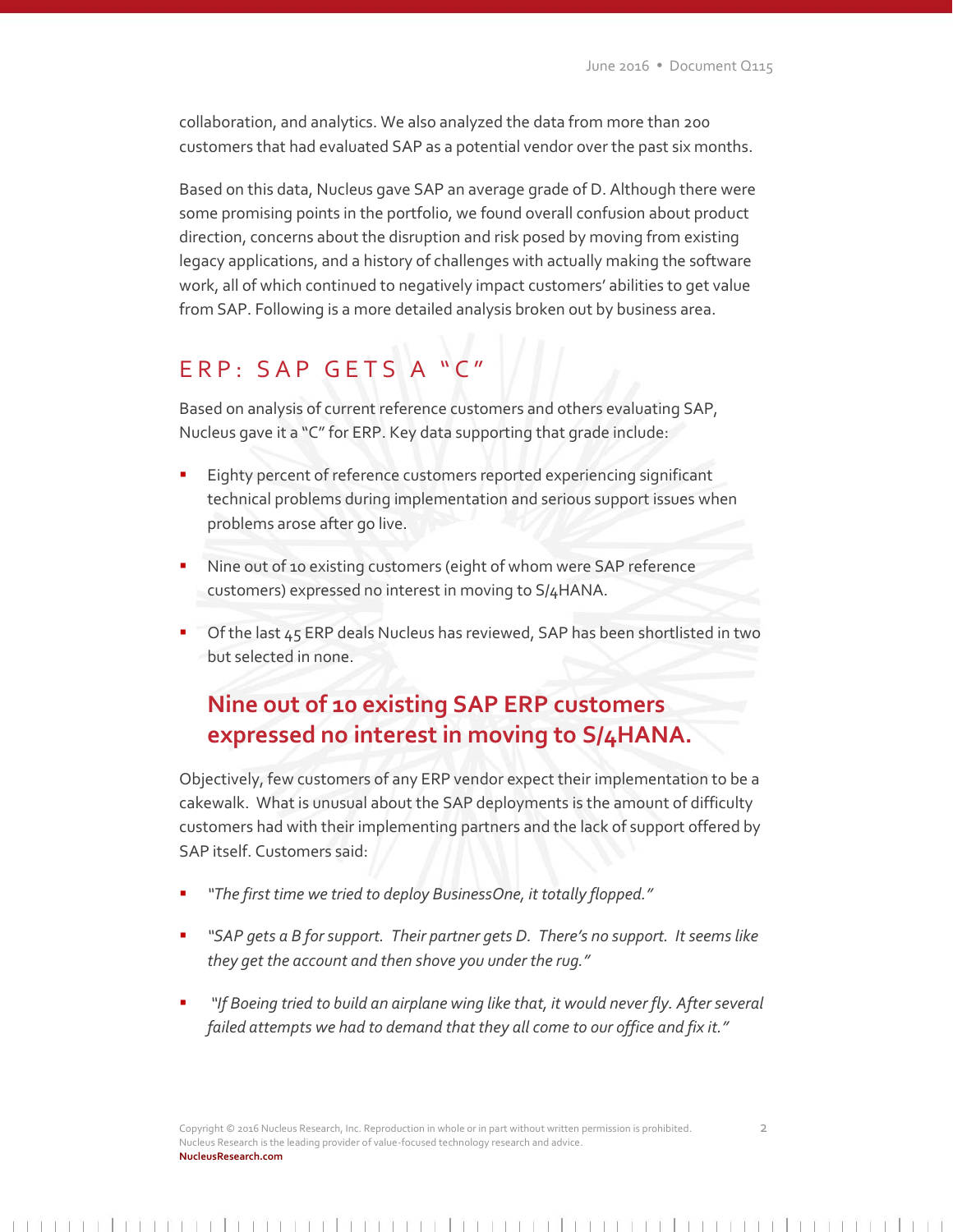collaboration, and analytics. We also analyzed the data from more than 200 customers that had evaluated SAP as a potential vendor over the past six months.

Based on this data, Nucleus gave SAP an average grade of D. Although there were some promising points in the portfolio, we found overall confusion about product direction, concerns about the disruption and risk posed by moving from existing legacy applications, and a history of challenges with actually making the software work, all of which continued to negatively impact customers' abilities to get value from SAP. Following is a more detailed analysis broken out by business area.

## ERP: SAP GETS A "C"

Based on analysis of current reference customers and others evaluating SAP, Nucleus gave it a "C" for ERP. Key data supporting that grade include:

- Eighty percent of reference customers reported experiencing significant technical problems during implementation and serious support issues when problems arose after go live.
- Nine out of 10 existing customers (eight of whom were SAP reference customers) expressed no interest in moving to S/4HANA.
- Of the last 45 ERP deals Nucleus has reviewed, SAP has been shortlisted in two but selected in none.

**Nine out of 10 existing SAP ERP customers expressed no interest in moving to S/4HANA.**

Objectively, few customers of any ERP vendor expect their implementation to be a cakewalk. What is unusual about the SAP deployments is the amount of difficulty customers had with their implementing partners and the lack of support offered by SAP itself. Customers said:

- *"The first time we tried to deploy BusinessOne, it totally flopped."*
- *"SAP gets a B for support. Their partner gets D. There's no support. It seems like they get the account and then shove you under the rug."*
- *"If Boeing tried to build an airplane wing like that, it would never fly. After several failed attempts we had to demand that they all come to our office and fix it."*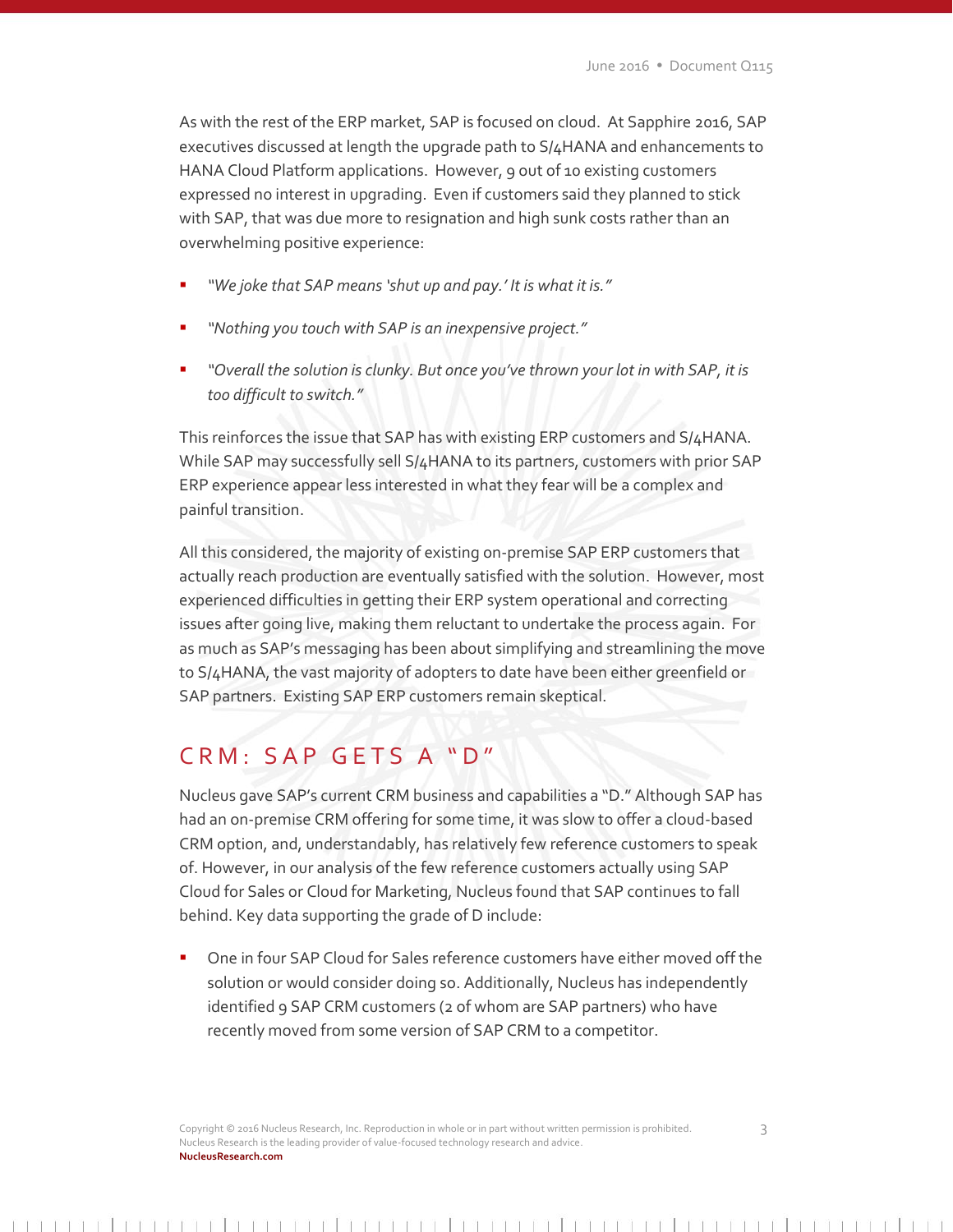As with the rest of the ERP market, SAP is focused on cloud. At Sapphire 2016, SAP executives discussed at length the upgrade path to S/4HANA and enhancements to HANA Cloud Platform applications. However, 9 out of 10 existing customers expressed no interest in upgrading. Even if customers said they planned to stick with SAP, that was due more to resignation and high sunk costs rather than an overwhelming positive experience:

- *"We joke that SAP means 'shut up and pay.' It is what it is."*
- *"Nothing you touch with SAP is an inexpensive project."*
- *"Overall the solution is clunky. But once you've thrown your lot in with SAP, it is too difficult to switch."*

This reinforces the issue that SAP has with existing ERP customers and S/4HANA. While SAP may successfully sell S/4HANA to its partners, customers with prior SAP ERP experience appear less interested in what they fear will be a complex and painful transition.

All this considered, the majority of existing on-premise SAP ERP customers that actually reach production are eventually satisfied with the solution. However, most experienced difficulties in getting their ERP system operational and correcting issues after going live, making them reluctant to undertake the process again. For as much as SAP's messaging has been about simplifying and streamlining the move to S/4HANA, the vast majority of adopters to date have been either greenfield or SAP partners. Existing SAP ERP customers remain skeptical.

## CRM: SAP GETS A "D"

Nucleus gave SAP's current CRM business and capabilities a "D." Although SAP has had an on-premise CRM offering for some time, it was slow to offer a cloud-based CRM option, and, understandably, has relatively few reference customers to speak of. However, in our analysis of the few reference customers actually using SAP Cloud for Sales or Cloud for Marketing, Nucleus found that SAP continues to fall behind. Key data supporting the grade of D include:

- One in four SAP Cloud for Sales reference customers have either moved off the solution or would consider doing so. Additionally, Nucleus has independently identified 9 SAP CRM customers (2 of whom are SAP partners) who have recently moved from some version of SAP CRM to a competitor.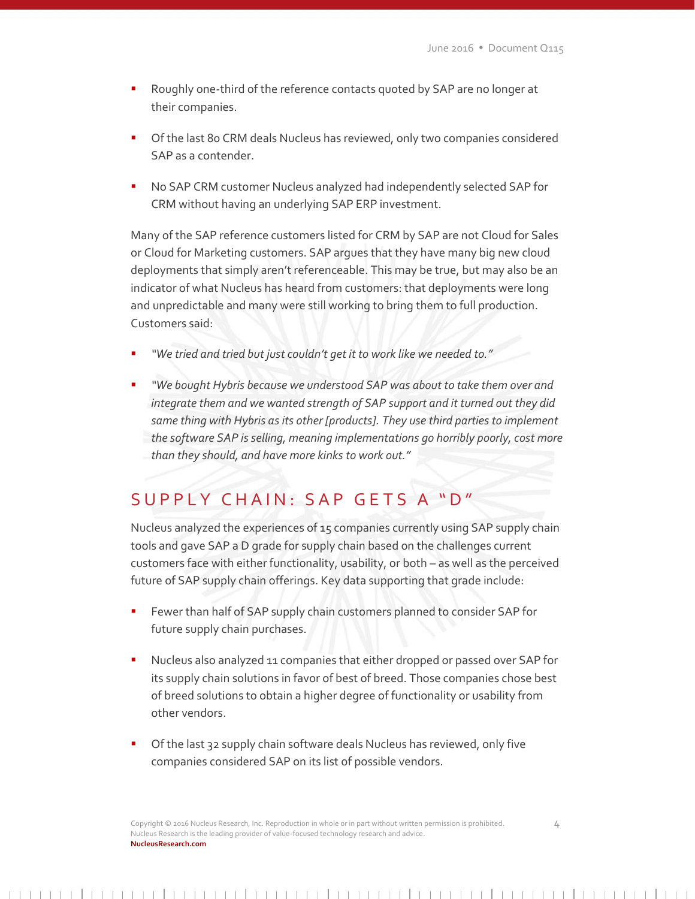- Roughly one-third of the reference contacts quoted by SAP are no longer at their companies.
- Of the last 80 CRM deals Nucleus has reviewed, only two companies considered SAP as a contender.
- No SAP CRM customer Nucleus analyzed had independently selected SAP for CRM without having an underlying SAP ERP investment.

Many of the SAP reference customers listed for CRM by SAP are not Cloud for Sales or Cloud for Marketing customers. SAP argues that they have many big new cloud deployments that simply aren't referenceable. This may be true, but may also be an indicator of what Nucleus has heard from customers: that deployments were long and unpredictable and many were still working to bring them to full production. Customers said:

- *"We tried and tried but just couldn't get it to work like we needed to."*
- *"We bought Hybris because we understood SAP was about to take them over and integrate them and we wanted strength of SAP support and it turned out they did same thing with Hybris as its other [products]. They use third parties to implement the software SAP is selling, meaning implementations go horribly poorly, cost more than they should, and have more kinks to work out."*

## SUPPLY CHAIN: SAP GETS A "D"

Nucleus analyzed the experiences of 15 companies currently using SAP supply chain tools and gave SAP a D grade for supply chain based on the challenges current customers face with either functionality, usability, or both – as well as the perceived future of SAP supply chain offerings. Key data supporting that grade include:

- Fewer than half of SAP supply chain customers planned to consider SAP for future supply chain purchases.
- Nucleus also analyzed 11 companies that either dropped or passed over SAP for its supply chain solutions in favor of best of breed. Those companies chose best of breed solutions to obtain a higher degree of functionality or usability from other vendors.
- Of the last 32 supply chain software deals Nucleus has reviewed, only five companies considered SAP on its list of possible vendors.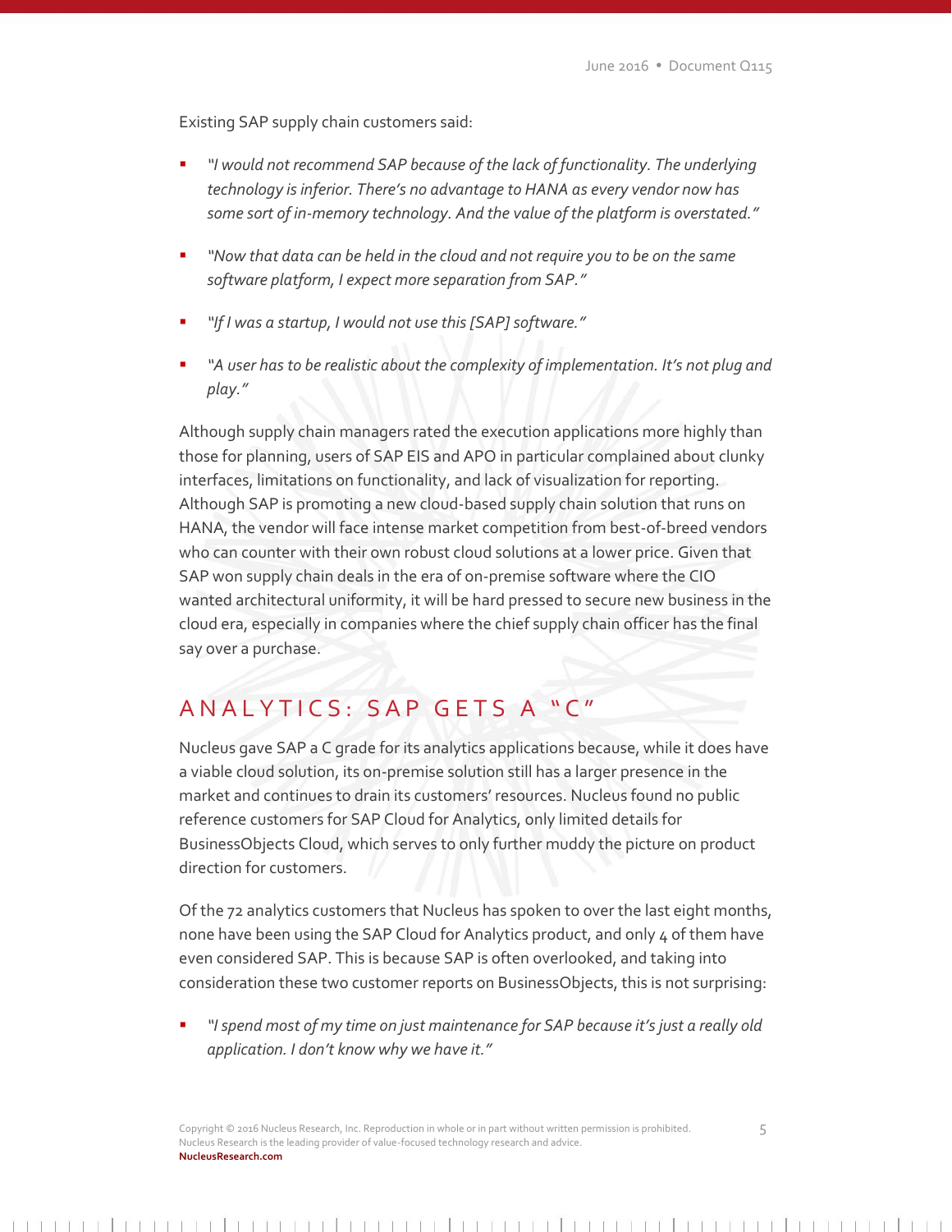Existing SAP supply chain customers said:

- *"I would not recommend SAP because of the lack of functionality. The underlying technology is inferior. There's no advantage to HANA as every vendor now has some sort of in-memory technology. And the value of the platform is overstated."*

- *"Now that data can be held in the cloud and not require you to be on the same software platform, I expect more separation from SAP."*

- *"If I was a startup, I would not use this [SAP] software."*

- *"A user has to be realistic about the complexity of implementation. It's not plug and play."*

Although supply chain managers rated the execution applications more highly than those for planning, users of SAP EIS and APO in particular complained about clunky interfaces, limitations on functionality, and lack of visualization for reporting. Although SAP is promoting a new cloud-based supply chain solution that runs on HANA, the vendor will face intense market competition from best-of-breed vendors who can counter with their own robust cloud solutions at a lower price. Given that SAP won supply chain deals in the era of on-premise software where the CIO wanted architectural uniformity, it will be hard pressed to secure new business in the cloud era, especially in companies where the chief supply chain officer has the final say over a purchase.

## ANALYTICS: SAP GETS A "C"

Nucleus gave SAP a C grade for its analytics applications because, while it does have a viable cloud solution, its on-premise solution still has a larger presence in the market and continues to drain its customers' resources. Nucleus found no public reference customers for SAP Cloud for Analytics, only limited details for BusinessObjects Cloud, which serves to only further muddy the picture on product direction for customers.

Of the 72 analytics customers that Nucleus has spoken to over the last eight months, none have been using the SAP Cloud for Analytics product, and only 4 of them have even considered SAP. This is because SAP is often overlooked, and taking into consideration these two customer reports on BusinessObjects, this is not surprising:

- *"I spend most of my time on just maintenance for SAP because it's just a really old application. I don't know why we have it."*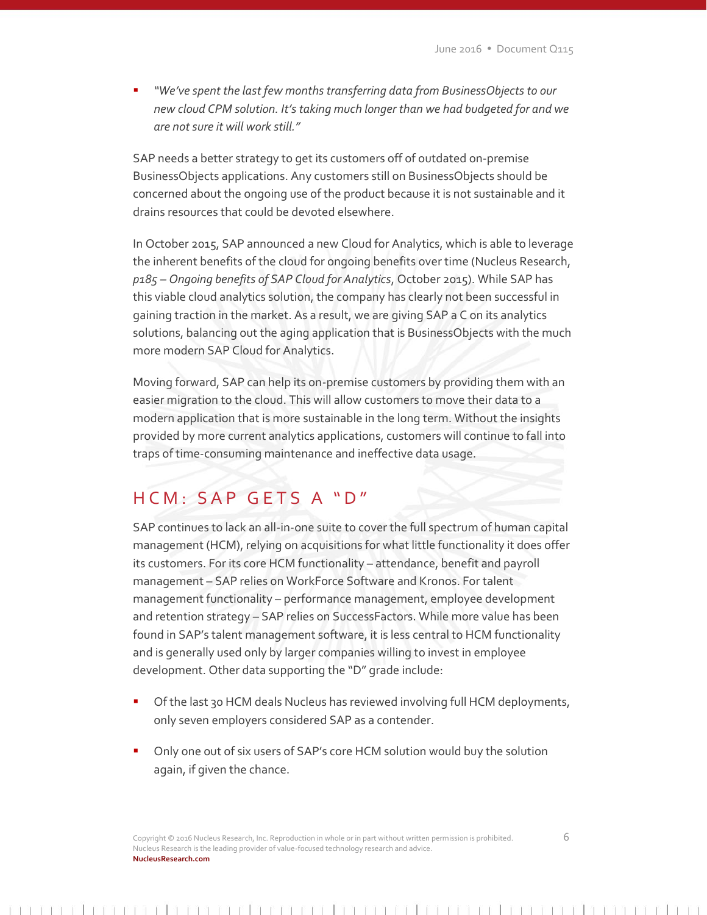- *"We've spent the last few months transferring data from BusinessObjects to our new cloud CPM solution. It's taking much longer than we had budgeted for and we are not sure it will work still."*

SAP needs a better strategy to get its customers off of outdated on-premise BusinessObjects applications. Any customers still on BusinessObjects should be concerned about the ongoing use of the product because it is not sustainable and it drains resources that could be devoted elsewhere.

In October 2015, SAP announced a new Cloud for Analytics, which is able to leverage the inherent benefits of the cloud for ongoing benefits over time (Nucleus Research, *p185 – Ongoing benefits of SAP Cloud for Analytics*, October 2015). While SAP has this viable cloud analytics solution, the company has clearly not been successful in gaining traction in the market. As a result, we are giving SAP a C on its analytics solutions, balancing out the aging application that is BusinessObjects with the much more modern SAP Cloud for Analytics.

Moving forward, SAP can help its on-premise customers by providing them with an easier migration to the cloud. This will allow customers to move their data to a modern application that is more sustainable in the long term. Without the insights provided by more current analytics applications, customers will continue to fall into traps of time-consuming maintenance and ineffective data usage.

## HCM: SAP GETS A "D"

SAP continues to lack an all-in-one suite to cover the full spectrum of human capital management (HCM), relying on acquisitions for what little functionality it does offer its customers. For its core HCM functionality – attendance, benefit and payroll management – SAP relies on WorkForce Software and Kronos. For talent management functionality – performance management, employee development and retention strategy – SAP relies on SuccessFactors. While more value has been found in SAP's talent management software, it is less central to HCM functionality and is generally used only by larger companies willing to invest in employee development. Other data supporting the "D" grade include:

- Of the last 30 HCM deals Nucleus has reviewed involving full HCM deployments, only seven employers considered SAP as a contender.
- Only one out of six users of SAP's core HCM solution would buy the solution again, if given the chance.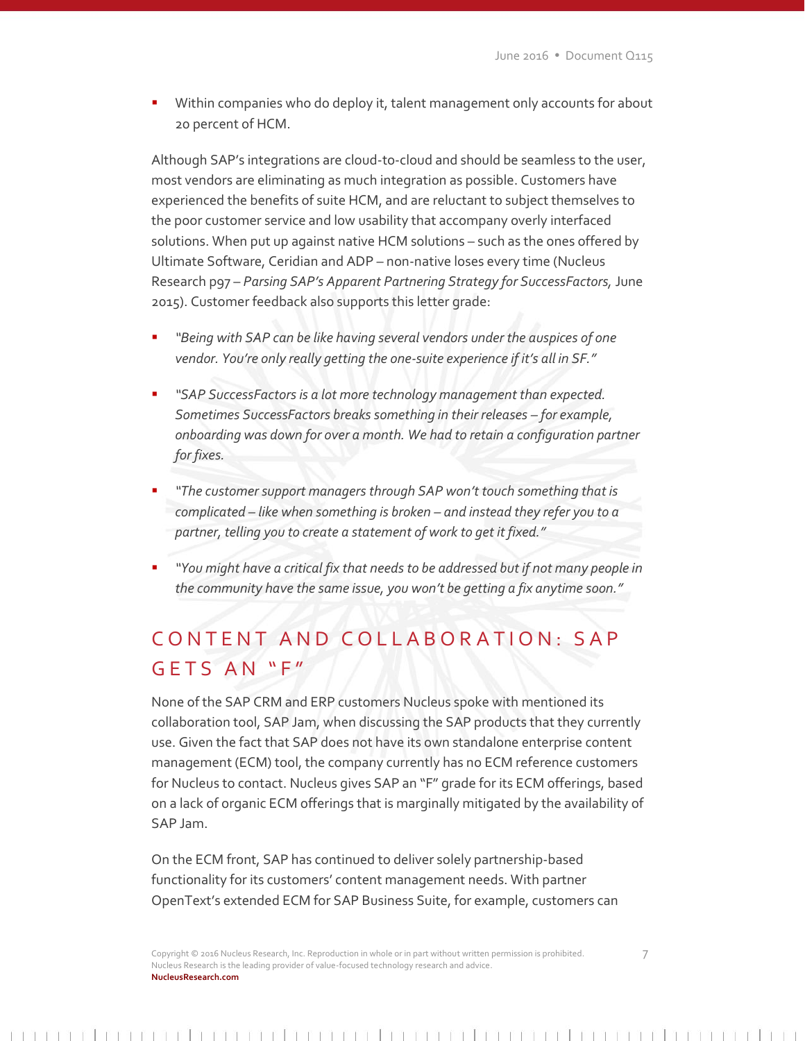- Within companies who do deploy it, talent management only accounts for about 20 percent of HCM.

Although SAP's integrations are cloud-to-cloud and should be seamless to the user, most vendors are eliminating as much integration as possible. Customers have experienced the benefits of suite HCM, and are reluctant to subject themselves to the poor customer service and low usability that accompany overly interfaced solutions. When put up against native HCM solutions – such as the ones offered by Ultimate Software, Ceridian and ADP – non-native loses every time (Nucleus Research p97 – *Parsing SAP's Apparent Partnering Strategy for SuccessFactors,* June 2015). Customer feedback also supports this letter grade:

- *"Being with SAP can be like having several vendors under the auspices of one vendor. You're only really getting the one-suite experience if it's all in SF."*
- *"SAP SuccessFactors is a lot more technology management than expected. Sometimes SuccessFactors breaks something in their releases – for example, onboarding was down for over a month. We had to retain a configuration partner for fixes.*
- *"The customer support managers through SAP won't touch something that is complicated – like when something is broken – and instead they refer you to a partner, telling you to create a statement of work to get it fixed."*
- *"You might have a critical fix that needs to be addressed but if not many people in the community have the same issue, you won't be getting a fix anytime soon."*

## CONTENT AND COLLABORATION: SAP GETS AN "F"

None of the SAP CRM and ERP customers Nucleus spoke with mentioned its collaboration tool, SAP Jam, when discussing the SAP products that they currently use. Given the fact that SAP does not have its own standalone enterprise content management (ECM) tool, the company currently has no ECM reference customers for Nucleus to contact. Nucleus gives SAP an "F" grade for its ECM offerings, based on a lack of organic ECM offerings that is marginally mitigated by the availability of SAP Jam.

On the ECM front, SAP has continued to deliver solely partnership-based functionality for its customers' content management needs. With partner OpenText's extended ECM for SAP Business Suite, for example, customers can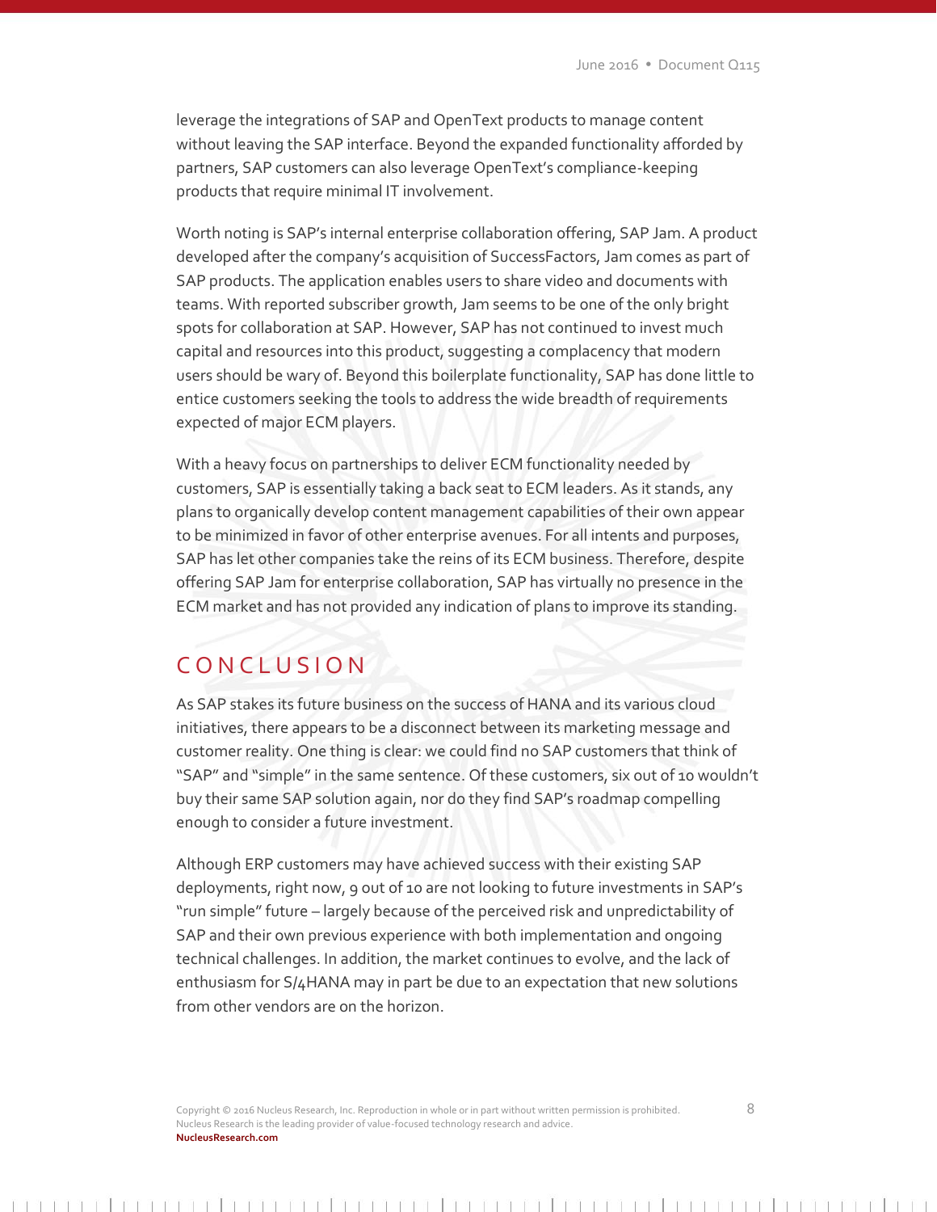leverage the integrations of SAP and OpenText products to manage content without leaving the SAP interface. Beyond the expanded functionality afforded by partners, SAP customers can also leverage OpenText's compliance-keeping products that require minimal IT involvement.

Worth noting is SAP's internal enterprise collaboration offering, SAP Jam. A product developed after the company's acquisition of SuccessFactors, Jam comes as part of SAP products. The application enables users to share video and documents with teams. With reported subscriber growth, Jam seems to be one of the only bright spots for collaboration at SAP. However, SAP has not continued to invest much capital and resources into this product, suggesting a complacency that modern users should be wary of. Beyond this boilerplate functionality, SAP has done little to entice customers seeking the tools to address the wide breadth of requirements expected of major ECM players.

With a heavy focus on partnerships to deliver ECM functionality needed by customers, SAP is essentially taking a back seat to ECM leaders. As it stands, any plans to organically develop content management capabilities of their own appear to be minimized in favor of other enterprise avenues. For all intents and purposes, SAP has let other companies take the reins of its ECM business. Therefore, despite offering SAP Jam for enterprise collaboration, SAP has virtually no presence in the ECM market and has not provided any indication of plans to improve its standing.

## CONCLUSION

As SAP stakes its future business on the success of HANA and its various cloud initiatives, there appears to be a disconnect between its marketing message and customer reality. One thing is clear: we could find no SAP customers that think of "SAP" and "simple" in the same sentence. Of these customers, six out of 10 wouldn't buy their same SAP solution again, nor do they find SAP's roadmap compelling enough to consider a future investment.

Although ERP customers may have achieved success with their existing SAP deployments, right now, 9 out of 10 are not looking to future investments in SAP's "run simple" future – largely because of the perceived risk and unpredictability of SAP and their own previous experience with both implementation and ongoing technical challenges. In addition, the market continues to evolve, and the lack of enthusiasm for S/4HANA may in part be due to an expectation that new solutions from other vendors are on the horizon.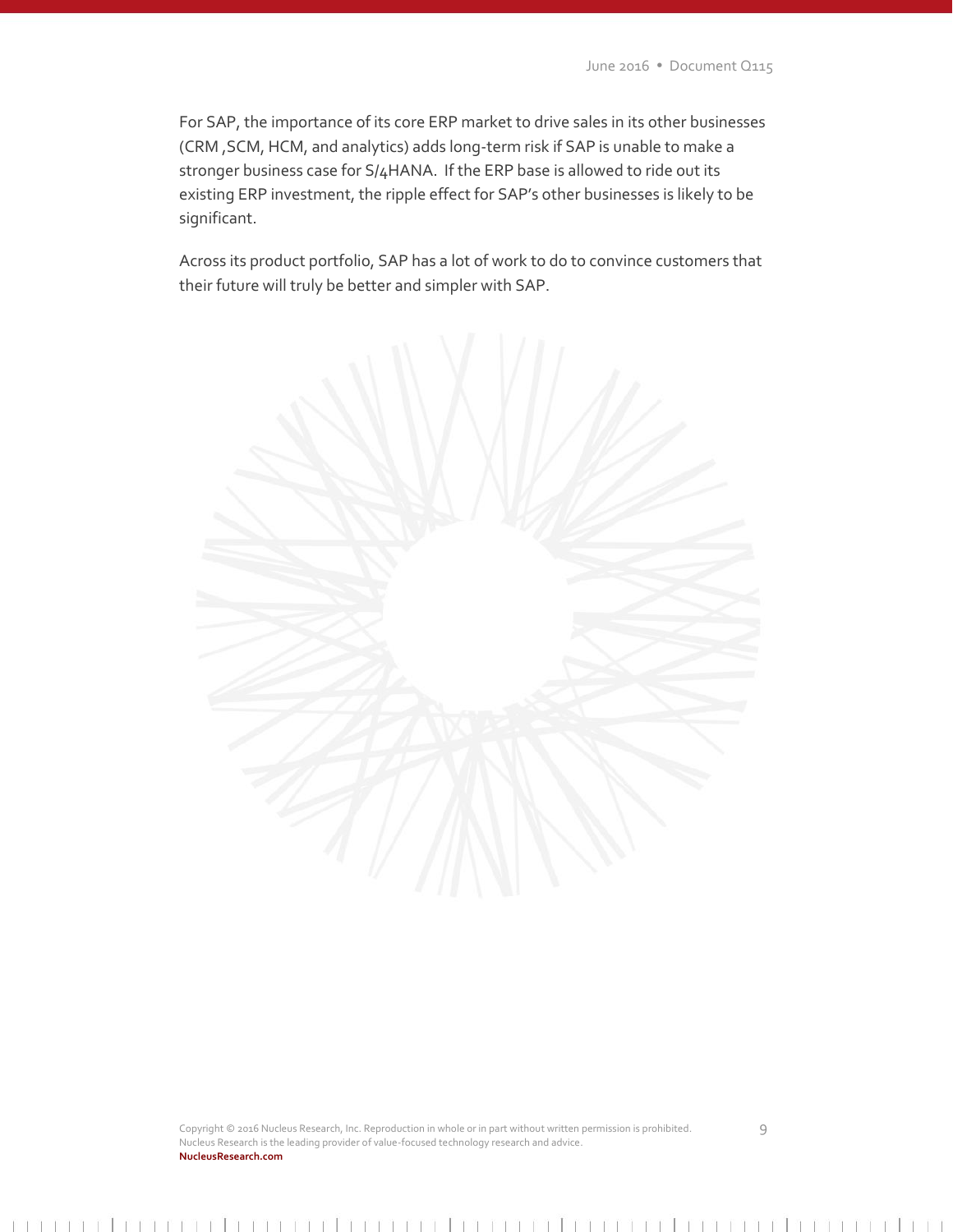For SAP, the importance of its core ERP market to drive sales in its other businesses (CRM ,SCM, HCM, and analytics) adds long-term risk if SAP is unable to make a stronger business case for S/4HANA.  If the ERP base is allowed to ride out its existing ERP investment, the ripple effect for SAP's other businesses is likely to be significant.

Across its product portfolio, SAP has a lot of work to do to convince customers that their future will truly be better and simpler with SAP.